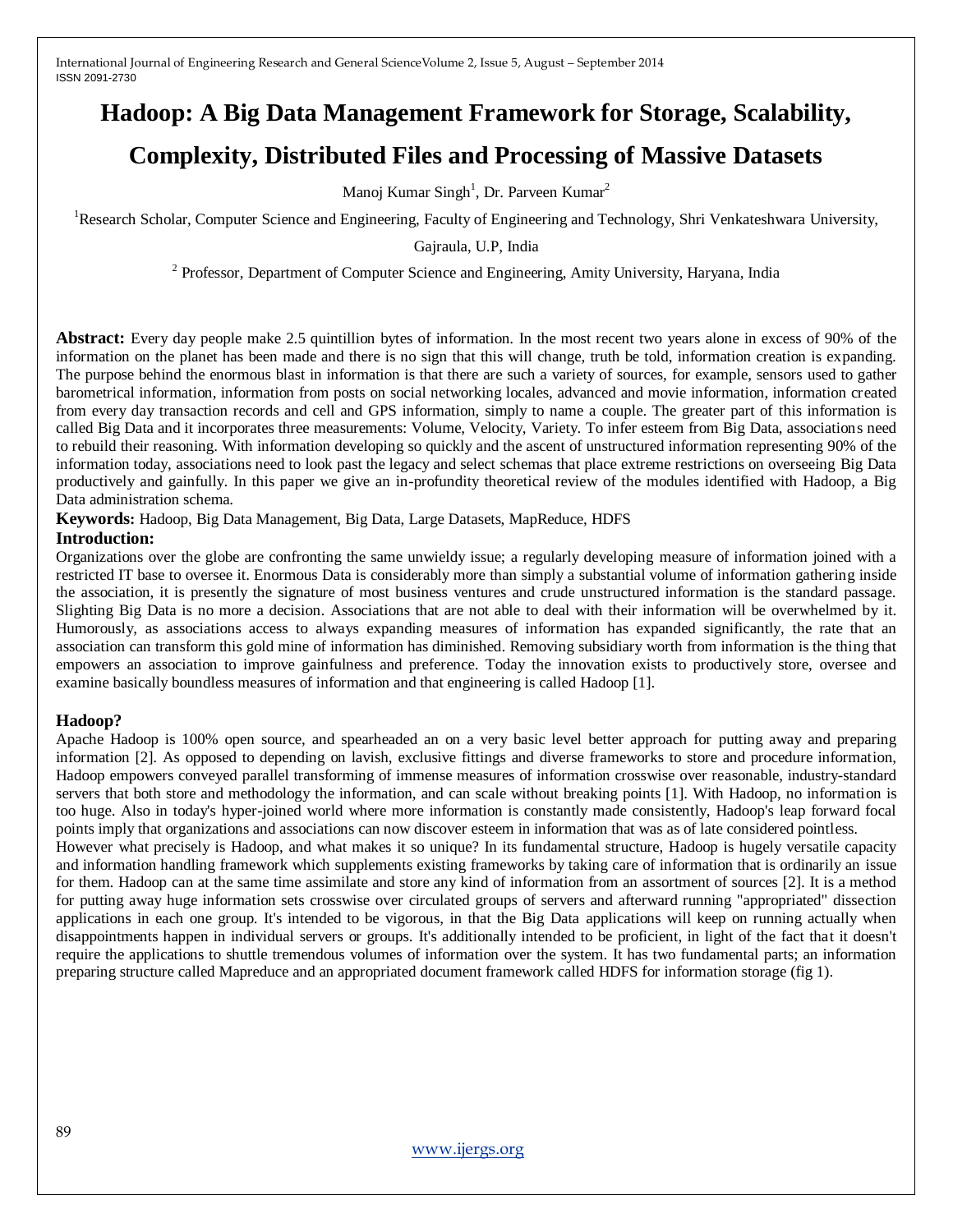# Hadoop: A Big Data Management Framework for Storage, Scalability, Complexity, Distributed Files and Processing of Massive Datasets

Manoj Kumar Singh[1], Dr. Parveen Kumar[2]

[1]Research Scholar, Computer Science and Engineering, Faculty of Engineering and Technology, Shri Venkateshwara University, Gajraula, U.P, India

[2] Professor, Department of Computer Science and Engineering, Amity University, Haryana, India

**Abstract:** Every day people make 2.5 quintillion bytes of information. In the most recent two years alone in excess of 90% of the information on the planet has been made and there is no sign that this will change, truth be told, information creation is expanding. The purpose behind the enormous blast in information is that there are such a variety of sources, for example, sensors used to gather barometrical information, information from posts on social networking locales, advanced and movie information, information created from every day transaction records and cell and GPS information, simply to name a couple. The greater part of this information is called Big Data and it incorporates three measurements: Volume, Velocity, Variety. To infer esteem from Big Data, associations need to rebuild their reasoning. With information developing so quickly and the ascent of unstructured information representing 90% of the information today, associations need to look past the legacy and select schemas that place extreme restrictions on overseeing Big Data productively and gainfully. In this paper we give an in-profundity theoretical review of the modules identified with Hadoop, a Big Data administration schema.

**Keywords:** Hadoop, Big Data Management, Big Data, Large Datasets, MapReduce, HDFS

## Introduction:

Organizations over the globe are confronting the same unwieldy issue; a regularly developing measure of information joined with a restricted IT base to oversee it. Enormous Data is considerably more than simply a substantial volume of information gathering inside the association, it is presently the signature of most business ventures and crude unstructured information is the standard passage. Slighting Big Data is no more a decision. Associations that are not able to deal with their information will be overwhelmed by it. Humorously, as associations access to always expanding measures of information has expanded significantly, the rate that an association can transform this gold mine of information has diminished. Removing subsidiary worth from information is the thing that empowers an association to improve gainfulness and preference. Today the innovation exists to productively store, oversee and examine basically boundless measures of information and that engineering is called Hadoop [1].

## Hadoop?

Apache Hadoop is 100% open source, and spearheaded an on a very basic level better approach for putting away and preparing information [2]. As opposed to depending on lavish, exclusive fittings and diverse frameworks to store and procedure information, Hadoop empowers conveyed parallel transforming of immense measures of information crosswise over reasonable, industry-standard servers that both store and methodology the information, and can scale without breaking points [1]. With Hadoop, no information is too huge. Also in today's hyper-joined world where more information is constantly made consistently, Hadoop's leap forward focal points imply that organizations and associations can now discover esteem in information that was as of late considered pointless.

However what precisely is Hadoop, and what makes it so unique? In its fundamental structure, Hadoop is hugely versatile capacity and information handling framework which supplements existing frameworks by taking care of information that is ordinarily an issue for them. Hadoop can at the same time assimilate and store any kind of information from an assortment of sources [2]. It is a method for putting away huge information sets crosswise over circulated groups of servers and afterward running "appropriated" dissection applications in each one group. It's intended to be vigorous, in that the Big Data applications will keep on running actually when disappointments happen in individual servers or groups. It's additionally intended to be proficient, in light of the fact that it doesn't require the applications to shuttle tremendous volumes of information over the system. It has two fundamental parts; an information preparing structure called Mapreduce and an appropriated document framework called HDFS for information storage (fig 1).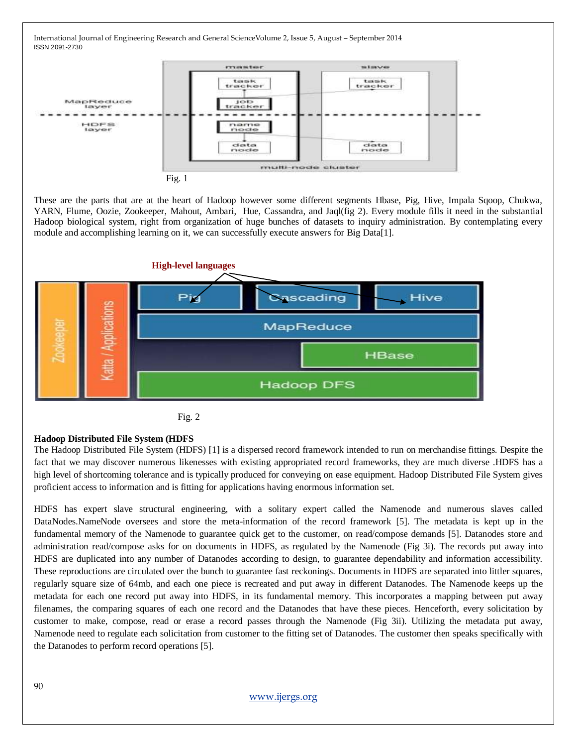Fig. 1

These are the parts that are at the heart of Hadoop however some different segments Hbase, Pig, Hive, Impala Sqoop, Chukwa, YARN, Flume, Oozie, Zookeeper, Mahout, Ambari, Hue, Cassandra, and Jaql(fig 2). Every module fills it need in the substantial Hadoop biological system, right from organization of huge bunches of datasets to inquiry administration. By contemplating every module and accomplishing learning on it, we can successfully execute answers for Big Data[1].

Fig. 2

**Hadoop Distributed File System (HDFS**

The Hadoop Distributed File System (HDFS) [1] is a dispersed record framework intended to run on merchandise fittings. Despite the fact that we may discover numerous likenesses with existing appropriated record frameworks, they are much diverse .HDFS has a high level of shortcoming tolerance and is typically produced for conveying on ease equipment. Hadoop Distributed File System gives proficient access to information and is fitting for applications having enormous information set.

HDFS has expert slave structural engineering, with a solitary expert called the Namenode and numerous slaves called DataNodes.NameNode oversees and store the meta-information of the record framework [5]. The metadata is kept up in the fundamental memory of the Namenode to guarantee quick get to the customer, on read/compose demands [5]. Datanodes store and administration read/compose asks for on documents in HDFS, as regulated by the Namenode (Fig 3i). The records put away into HDFS are duplicated into any number of Datanodes according to design, to guarantee dependability and information accessibility. These reproductions are circulated over the bunch to guarantee fast reckonings. Documents in HDFS are separated into littler squares, regularly square size of 64mb, and each one piece is recreated and put away in different Datanodes. The Namenode keeps up the metadata for each one record put away into HDFS, in its fundamental memory. This incorporates a mapping between put away filenames, the comparing squares of each one record and the Datanodes that have these pieces. Henceforth, every solicitation by customer to make, compose, read or erase a record passes through the Namenode (Fig 3ii). Utilizing the metadata put away, Namenode need to regulate each solicitation from customer to the fitting set of Datanodes. The customer then speaks specifically with the Datanodes to perform record operations [5].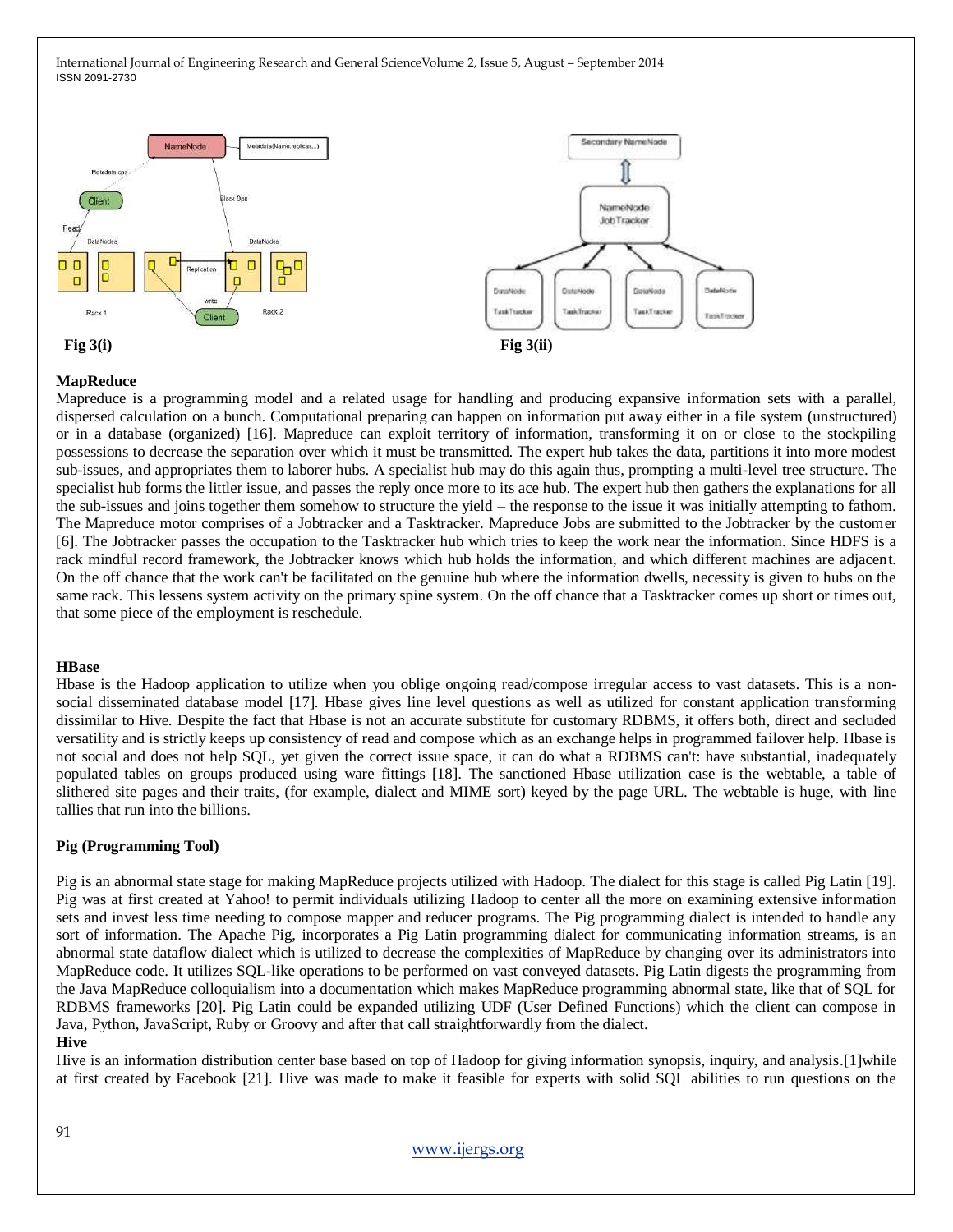Fig 3(i)

Fig 3(ii)

**MapReduce**

Mapreduce is a programming model and a related usage for handling and producing expansive information sets with a parallel, dispersed calculation on a bunch. Computational preparing can happen on information put away either in a file system (unstructured) or in a database (organized) [16]. Mapreduce can exploit territory of information, transforming it on or close to the stockpiling possessions to decrease the separation over which it must be transmitted. The expert hub takes the data, partitions it into more modest sub-issues, and appropriates them to laborer hubs. A specialist hub may do this again thus, prompting a multi-level tree structure. The specialist hub forms the littler issue, and passes the reply once more to its ace hub. The expert hub then gathers the explanations for all the sub-issues and joins together them somehow to structure the yield – the response to the issue it was initially attempting to fathom. The Mapreduce motor comprises of a Jobtracker and a Tasktracker. Mapreduce Jobs are submitted to the Jobtracker by the customer [6]. The Jobtracker passes the occupation to the Tasktracker hub which tries to keep the work near the information. Since HDFS is a rack mindful record framework, the Jobtracker knows which hub holds the information, and which different machines are adjacent. On the off chance that the work can't be facilitated on the genuine hub where the information dwells, necessity is given to hubs on the same rack. This lessens system activity on the primary spine system. On the off chance that a Tasktracker comes up short or times out, that some piece of the employment is reschedule.

**HBase**

Hbase is the Hadoop application to utilize when you oblige ongoing read/compose irregular access to vast datasets. This is a non-social disseminated database model [17]. Hbase gives line level questions as well as utilized for constant application transforming dissimilar to Hive. Despite the fact that Hbase is not an accurate substitute for customary RDBMS, it offers both, direct and secluded versatility and is strictly keeps up consistency of read and compose which as an exchange helps in programmed failover help. Hbase is not social and does not help SQL, yet given the correct issue space, it can do what a RDBMS can't: have substantial, inadequately populated tables on groups produced using ware fittings [18]. The sanctioned Hbase utilization case is the webtable, a table of slithered site pages and their traits, (for example, dialect and MIME sort) keyed by the page URL. The webtable is huge, with line tallies that run into the billions.

**Pig (Programming Tool)**

Pig is an abnormal state stage for making MapReduce projects utilized with Hadoop. The dialect for this stage is called Pig Latin [19]. Pig was at first created at Yahoo! to permit individuals utilizing Hadoop to center all the more on examining extensive information sets and invest less time needing to compose mapper and reducer programs. The Pig programming dialect is intended to handle any sort of information. The Apache Pig, incorporates a Pig Latin programming dialect for communicating information streams, is an abnormal state dataflow dialect which is utilized to decrease the complexities of MapReduce by changing over its administrators into MapReduce code. It utilizes SQL-like operations to be performed on vast conveyed datasets. Pig Latin digests the programming from the Java MapReduce colloquialism into a documentation which makes MapReduce programming abnormal state, like that of SQL for RDBMS frameworks [20]. Pig Latin could be expanded utilizing UDF (User Defined Functions) which the client can compose in Java, Python, JavaScript, Ruby or Groovy and after that call straightforwardly from the dialect.

**Hive**

Hive is an information distribution center base based on top of Hadoop for giving information synopsis, inquiry, and analysis.[1]while at first created by Facebook [21]. Hive was made to make it feasible for experts with solid SQL abilities to run questions on the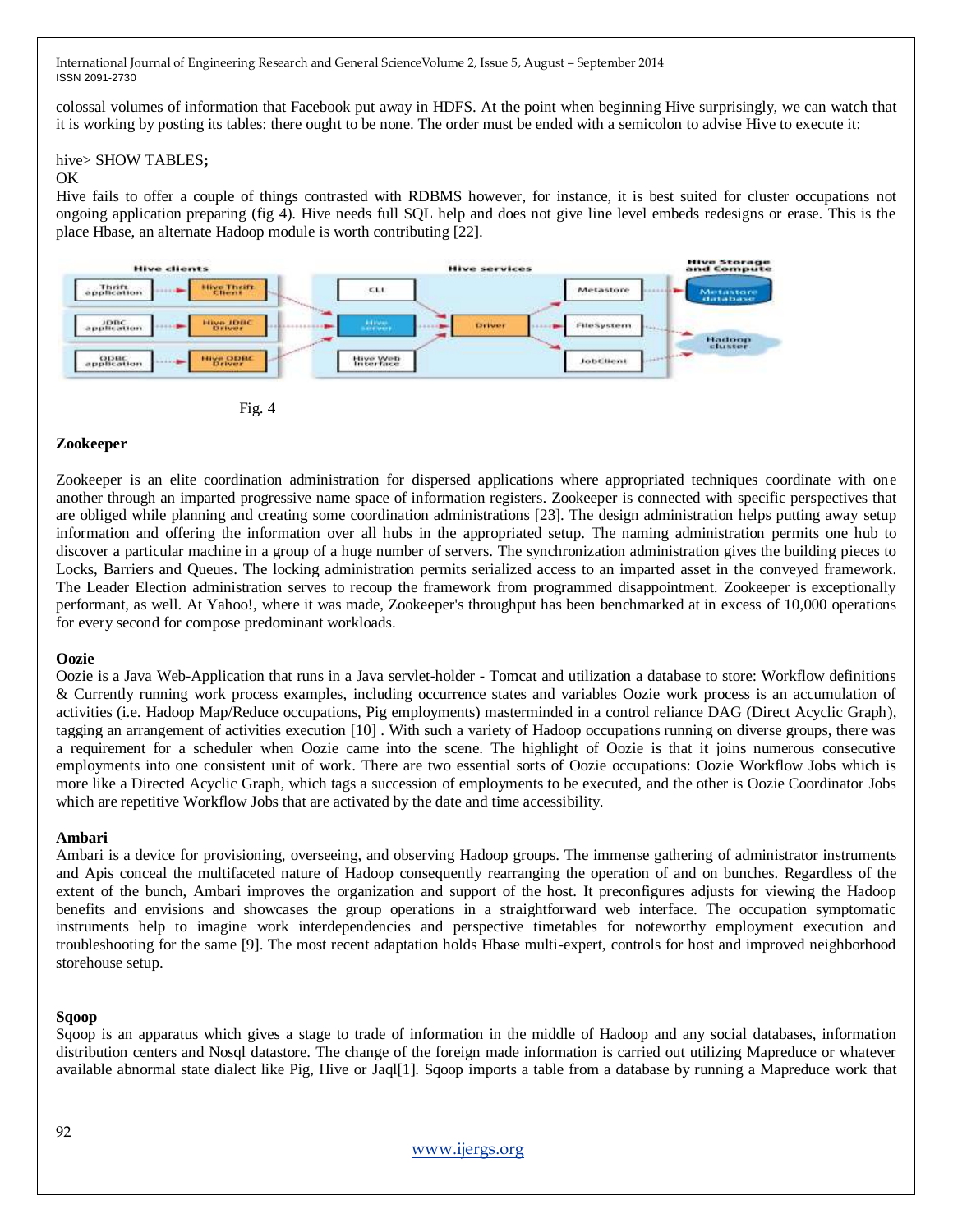colossal volumes of information that Facebook put away in HDFS. At the point when beginning Hive surprisingly, we can watch that it is working by posting its tables: there ought to be none. The order must be ended with a semicolon to advise Hive to execute it:

hive> SHOW TABLES**;**

OK

Hive fails to offer a couple of things contrasted with RDBMS however, for instance, it is best suited for cluster occupations not ongoing application preparing (fig 4). Hive needs full SQL help and does not give line level embeds redesigns or erase. This is the place Hbase, an alternate Hadoop module is worth contributing [22].

Fig. 4

### Zookeeper

Zookeeper is an elite coordination administration for dispersed applications where appropriated techniques coordinate with one another through an imparted progressive name space of information registers. Zookeeper is connected with specific perspectives that are obliged while planning and creating some coordination administrations [23]. The design administration helps putting away setup information and offering the information over all hubs in the appropriated setup. The naming administration permits one hub to discover a particular machine in a group of a huge number of servers. The synchronization administration gives the building pieces to Locks, Barriers and Queues. The locking administration permits serialized access to an imparted asset in the conveyed framework. The Leader Election administration serves to recoup the framework from programmed disappointment. Zookeeper is exceptionally performant, as well. At Yahoo!, where it was made, Zookeeper's throughput has been benchmarked at in excess of 10,000 operations for every second for compose predominant workloads.

### Oozie

Oozie is a Java Web-Application that runs in a Java servlet-holder - Tomcat and utilization a database to store: Workflow definitions & Currently running work process examples, including occurrence states and variables Oozie work process is an accumulation of activities (i.e. Hadoop Map/Reduce occupations, Pig employments) masterminded in a control reliance DAG (Direct Acyclic Graph), tagging an arrangement of activities execution [10] . With such a variety of Hadoop occupations running on diverse groups, there was a requirement for a scheduler when Oozie came into the scene. The highlight of Oozie is that it joins numerous consecutive employments into one consistent unit of work. There are two essential sorts of Oozie occupations: Oozie Workflow Jobs which is more like a Directed Acyclic Graph, which tags a succession of employments to be executed, and the other is Oozie Coordinator Jobs which are repetitive Workflow Jobs that are activated by the date and time accessibility.

### Ambari

Ambari is a device for provisioning, overseeing, and observing Hadoop groups. The immense gathering of administrator instruments and Apis conceal the multifaceted nature of Hadoop consequently rearranging the operation of and on bunches. Regardless of the extent of the bunch, Ambari improves the organization and support of the host. It preconfigures adjusts for viewing the Hadoop benefits and envisions and showcases the group operations in a straightforward web interface. The occupation symptomatic instruments help to imagine work interdependencies and perspective timetables for noteworthy employment execution and troubleshooting for the same [9]. The most recent adaptation holds Hbase multi-expert, controls for host and improved neighborhood storehouse setup.

### Sqoop

Sqoop is an apparatus which gives a stage to trade of information in the middle of Hadoop and any social databases, information distribution centers and Nosql datastore. The change of the foreign made information is carried out utilizing Mapreduce or whatever available abnormal state dialect like Pig, Hive or Jaql[1]. Sqoop imports a table from a database by running a Mapreduce work that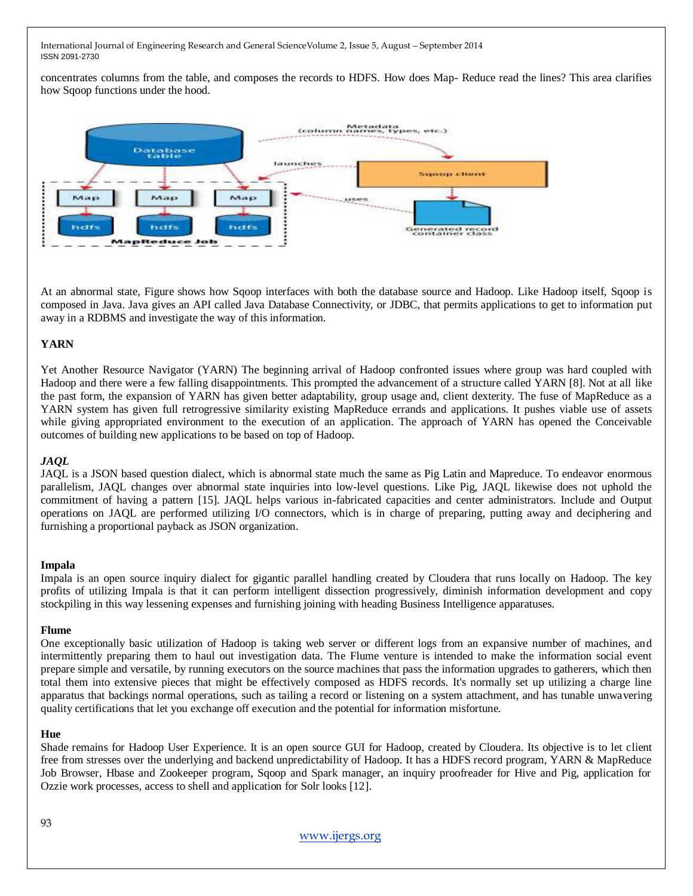concentrates columns from the table, and composes the records to HDFS. How does Map- Reduce read the lines? This area clarifies how Sqoop functions under the hood.

At an abnormal state, Figure shows how Sqoop interfaces with both the database source and Hadoop. Like Hadoop itself, Sqoop is composed in Java. Java gives an API called Java Database Connectivity, or JDBC, that permits applications to get to information put away in a RDBMS and investigate the way of this information.

### YARN

Yet Another Resource Navigator (YARN) The beginning arrival of Hadoop confronted issues where group was hard coupled with Hadoop and there were a few falling disappointments. This prompted the advancement of a structure called YARN [8]. Not at all like the past form, the expansion of YARN has given better adaptability, group usage and, client dexterity. The fuse of MapReduce as a YARN system has given full retrogressive similarity existing MapReduce errands and applications. It pushes viable use of assets while giving appropriated environment to the execution of an application. The approach of YARN has opened the Conceivable outcomes of building new applications to be based on top of Hadoop.

### *JAQL*

JAQL is a JSON based question dialect, which is abnormal state much the same as Pig Latin and Mapreduce. To endeavor enormous parallelism, JAQL changes over abnormal state inquiries into low-level questions. Like Pig, JAQL likewise does not uphold the commitment of having a pattern [15]. JAQL helps various in-fabricated capacities and center administrators. Include and Output operations on JAQL are performed utilizing I/O connectors, which is in charge of preparing, putting away and deciphering and furnishing a proportional payback as JSON organization.

### Impala

Impala is an open source inquiry dialect for gigantic parallel handling created by Cloudera that runs locally on Hadoop. The key profits of utilizing Impala is that it can perform intelligent dissection progressively, diminish information development and copy stockpiling in this way lessening expenses and furnishing joining with heading Business Intelligence apparatuses.

### Flume

One exceptionally basic utilization of Hadoop is taking web server or different logs from an expansive number of machines, and intermittently preparing them to haul out investigation data. The Flume venture is intended to make the information social event prepare simple and versatile, by running executors on the source machines that pass the information upgrades to gatherers, which then total them into extensive pieces that might be effectively composed as HDFS records. It's normally set up utilizing a charge line apparatus that backings normal operations, such as tailing a record or listening on a system attachment, and has tunable unwavering quality certifications that let you exchange off execution and the potential for information misfortune.

### Hue

Shade remains for Hadoop User Experience. It is an open source GUI for Hadoop, created by Cloudera. Its objective is to let client free from stresses over the underlying and backend unpredictability of Hadoop. It has a HDFS record program, YARN & MapReduce Job Browser, Hbase and Zookeeper program, Sqoop and Spark manager, an inquiry proofreader for Hive and Pig, application for Ozzie work processes, access to shell and application for Solr looks [12].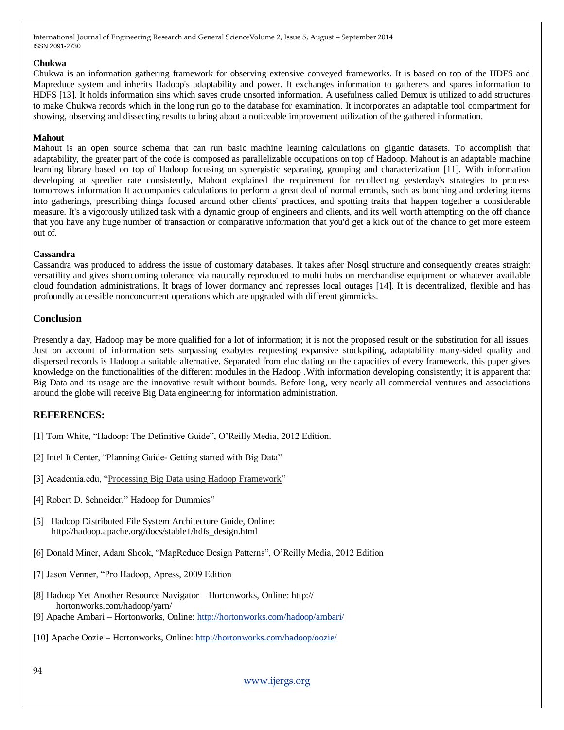### Chukwa

Chukwa is an information gathering framework for observing extensive conveyed frameworks. It is based on top of the HDFS and Mapreduce system and inherits Hadoop's adaptability and power. It exchanges information to gatherers and spares information to HDFS [13]. It holds information sins which saves crude unsorted information. A usefulness called Demux is utilized to add structures to make Chukwa records which in the long run go to the database for examination. It incorporates an adaptable tool compartment for showing, observing and dissecting results to bring about a noticeable improvement utilization of the gathered information.

### Mahout

Mahout is an open source schema that can run basic machine learning calculations on gigantic datasets. To accomplish that adaptability, the greater part of the code is composed as parallelizable occupations on top of Hadoop. Mahout is an adaptable machine learning library based on top of Hadoop focusing on synergistic separating, grouping and characterization [11]. With information developing at speedier rate consistently, Mahout explained the requirement for recollecting yesterday's strategies to process tomorrow's information It accompanies calculations to perform a great deal of normal errands, such as bunching and ordering items into gatherings, prescribing things focused around other clients' practices, and spotting traits that happen together a considerable measure. It's a vigorously utilized task with a dynamic group of engineers and clients, and its well worth attempting on the off chance that you have any huge number of transaction or comparative information that you'd get a kick out of the chance to get more esteem out of.

### Cassandra

Cassandra was produced to address the issue of customary databases. It takes after Nosql structure and consequently creates straight versatility and gives shortcoming tolerance via naturally reproduced to multi hubs on merchandise equipment or whatever available cloud foundation administrations. It brags of lower dormancy and represses local outages [14]. It is decentralized, flexible and has profoundly accessible nonconcurrent operations which are upgraded with different gimmicks.

## Conclusion

Presently a day, Hadoop may be more qualified for a lot of information; it is not the proposed result or the substitution for all issues. Just on account of information sets surpassing exabytes requesting expansive stockpiling, adaptability many-sided quality and dispersed records is Hadoop a suitable alternative. Separated from elucidating on the capacities of every framework, this paper gives knowledge on the functionalities of the different modules in the Hadoop .With information developing consistently; it is apparent that Big Data and its usage are the innovative result without bounds. Before long, very nearly all commercial ventures and associations around the globe will receive Big Data engineering for information administration.

## REFERENCES:

[1] Tom White, "Hadoop: The Definitive Guide", O'Reilly Media, 2012 Edition.

[2] Intel It Center, "Planning Guide- Getting started with Big Data"

[3] Academia.edu, "Processing Big Data using Hadoop Framework"

[4] Robert D. Schneider," Hadoop for Dummies"

[5] Hadoop Distributed File System Architecture Guide, Online: http://hadoop.apache.org/docs/stable1/hdfs_design.html

[6] Donald Miner, Adam Shook, "MapReduce Design Patterns", O'Reilly Media, 2012 Edition

[7] Jason Venner, "Pro Hadoop, Apress, 2009 Edition

[8] Hadoop Yet Another Resource Navigator – Hortonworks, Online: http:// hortonworks.com/hadoop/yarn/

[9] Apache Ambari – Hortonworks, Online: http://hortonworks.com/hadoop/ambari/

[10] Apache Oozie – Hortonworks, Online: http://hortonworks.com/hadoop/oozie/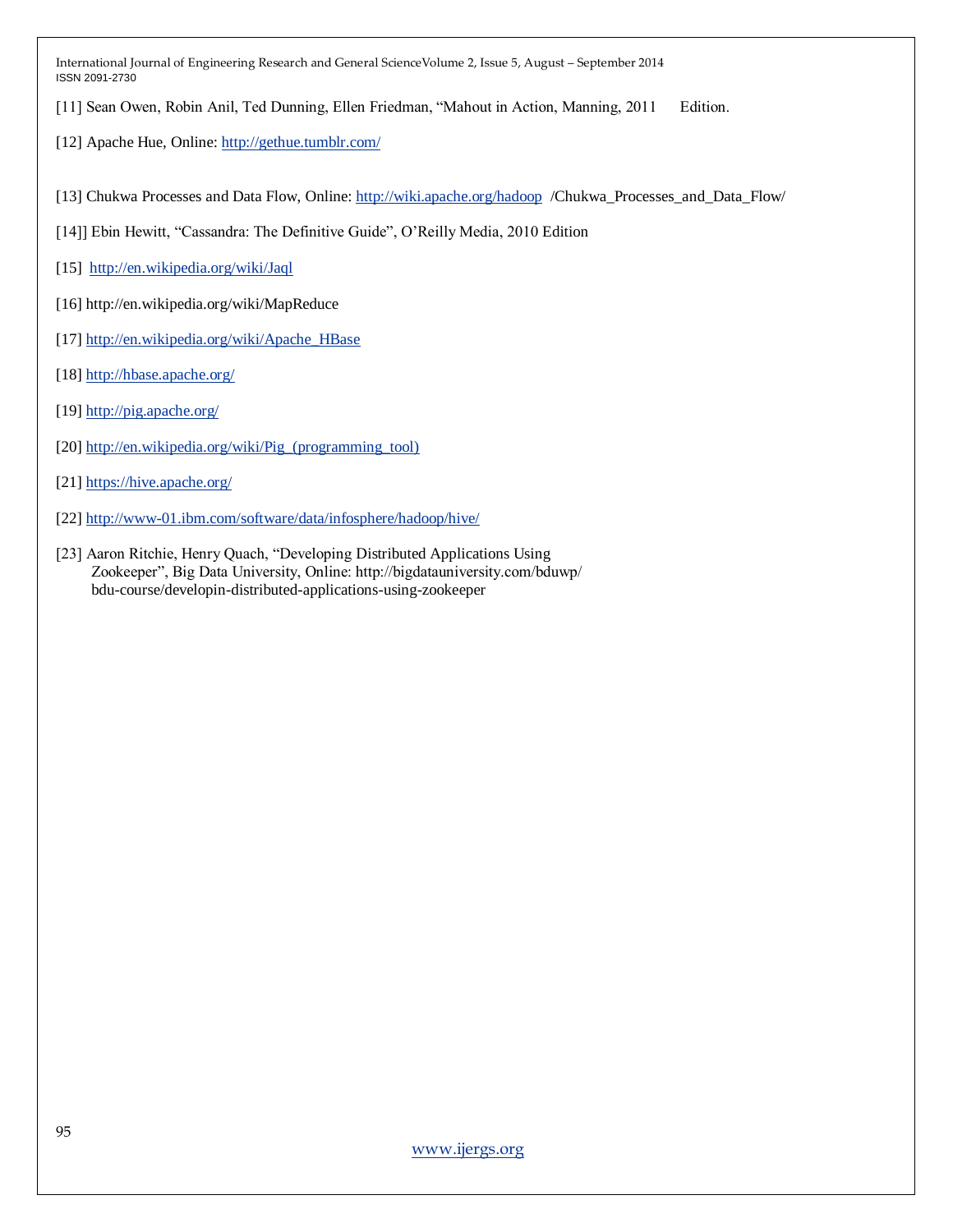[11] Sean Owen, Robin Anil, Ted Dunning, Ellen Friedman, "Mahout in Action, Manning, 2011 Edition.

[12] Apache Hue, Online: http://gethue.tumblr.com/

[13] Chukwa Processes and Data Flow, Online: http://wiki.apache.org/hadoop /Chukwa_Processes_and_Data_Flow/

[14]] Ebin Hewitt, "Cassandra: The Definitive Guide", O'Reilly Media, 2010 Edition

[15] http://en.wikipedia.org/wiki/Jaql

[16] http://en.wikipedia.org/wiki/MapReduce

[17] http://en.wikipedia.org/wiki/Apache_HBase

[18] http://hbase.apache.org/

[19] http://pig.apache.org/

[20] http://en.wikipedia.org/wiki/Pig_(programming_tool)

[21] https://hive.apache.org/

[22] http://www-01.ibm.com/software/data/infosphere/hadoop/hive/

[23] Aaron Ritchie, Henry Quach, "Developing Distributed Applications Using Zookeeper", Big Data University, Online: http://bigdatauniversity.com/bduwp/ bdu-course/developin-distributed-applications-using-zookeeper